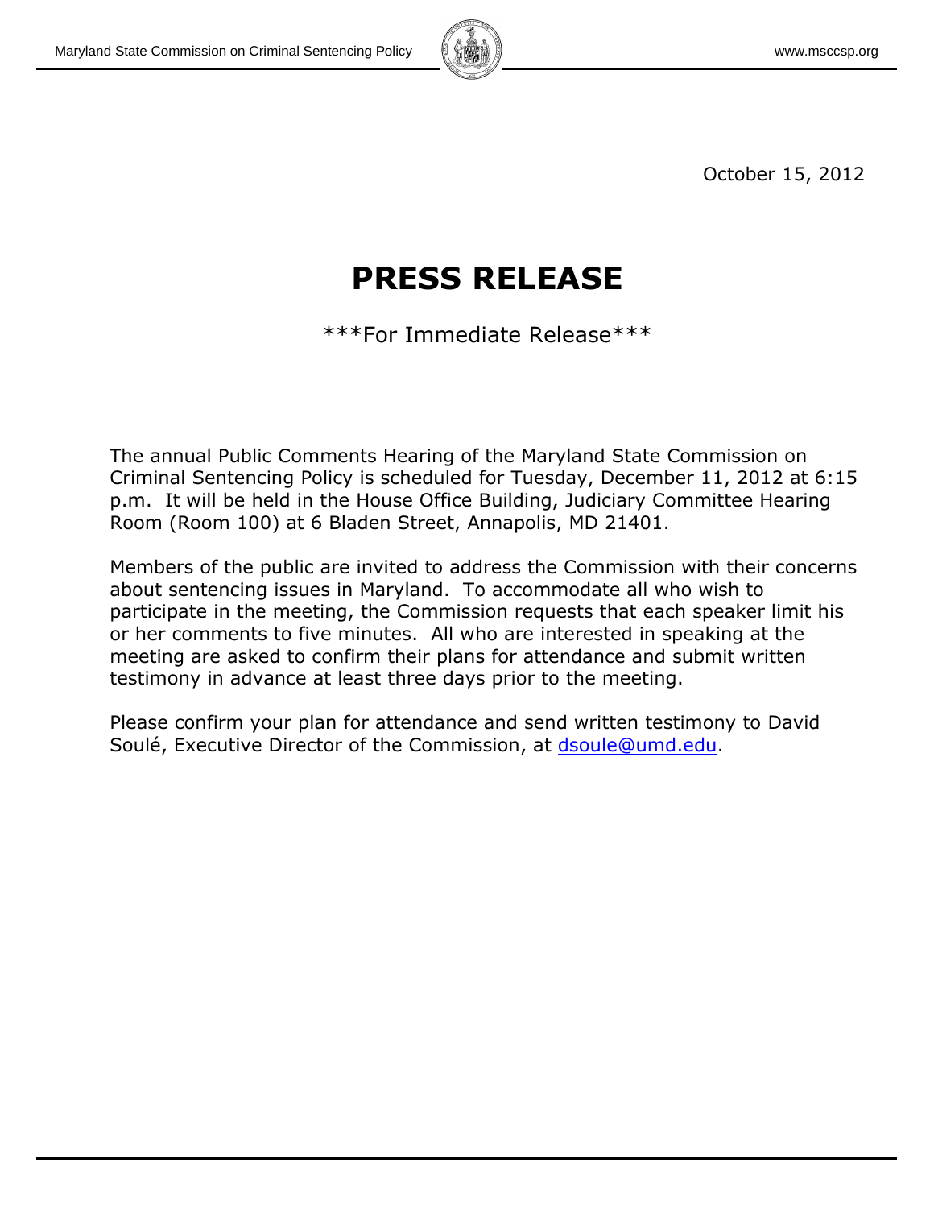October 15, 2012

# PRESS RELEASE

***For Immediate Release***

The annual Public Comments Hearing of the Maryland State Commission on Criminal Sentencing Policy is scheduled for Tuesday, December 11, 2012 at 6:15 p.m. It will be held in the House Office Building, Judiciary Committee Hearing Room (Room 100) at 6 Bladen Street, Annapolis, MD 21401.

Members of the public are invited to address the Commission with their concerns about sentencing issues in Maryland. To accommodate all who wish to participate in the meeting, the Commission requests that each speaker limit his or her comments to five minutes. All who are interested in speaking at the meeting are asked to confirm their plans for attendance and submit written testimony in advance at least three days prior to the meeting.

Please confirm your plan for attendance and send written testimony to David Soulé, Executive Director of the Commission, at dsoule@umd.edu.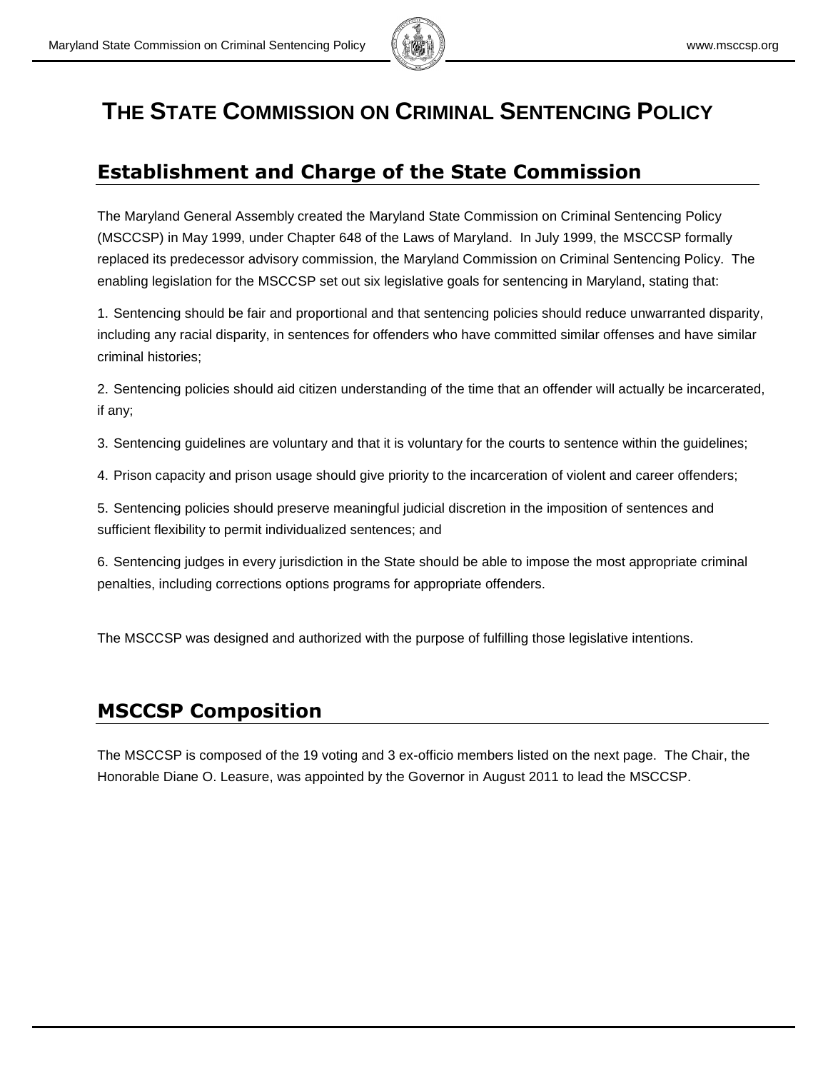# THE STATE COMMISSION ON CRIMINAL SENTENCING POLICY

## Establishment and Charge of the State Commission

The Maryland General Assembly created the Maryland State Commission on Criminal Sentencing Policy (MSCCSP) in May 1999, under Chapter 648 of the Laws of Maryland. In July 1999, the MSCCSP formally replaced its predecessor advisory commission, the Maryland Commission on Criminal Sentencing Policy. The enabling legislation for the MSCCSP set out six legislative goals for sentencing in Maryland, stating that:

1. Sentencing should be fair and proportional and that sentencing policies should reduce unwarranted disparity, including any racial disparity, in sentences for offenders who have committed similar offenses and have similar criminal histories;

2. Sentencing policies should aid citizen understanding of the time that an offender will actually be incarcerated, if any;

3. Sentencing guidelines are voluntary and that it is voluntary for the courts to sentence within the guidelines;

4. Prison capacity and prison usage should give priority to the incarceration of violent and career offenders;

5. Sentencing policies should preserve meaningful judicial discretion in the imposition of sentences and sufficient flexibility to permit individualized sentences; and

6. Sentencing judges in every jurisdiction in the State should be able to impose the most appropriate criminal penalties, including corrections options programs for appropriate offenders.

The MSCCSP was designed and authorized with the purpose of fulfilling those legislative intentions.

## MSCCSP Composition

The MSCCSP is composed of the 19 voting and 3 ex-officio members listed on the next page. The Chair, the Honorable Diane O. Leasure, was appointed by the Governor in August 2011 to lead the MSCCSP.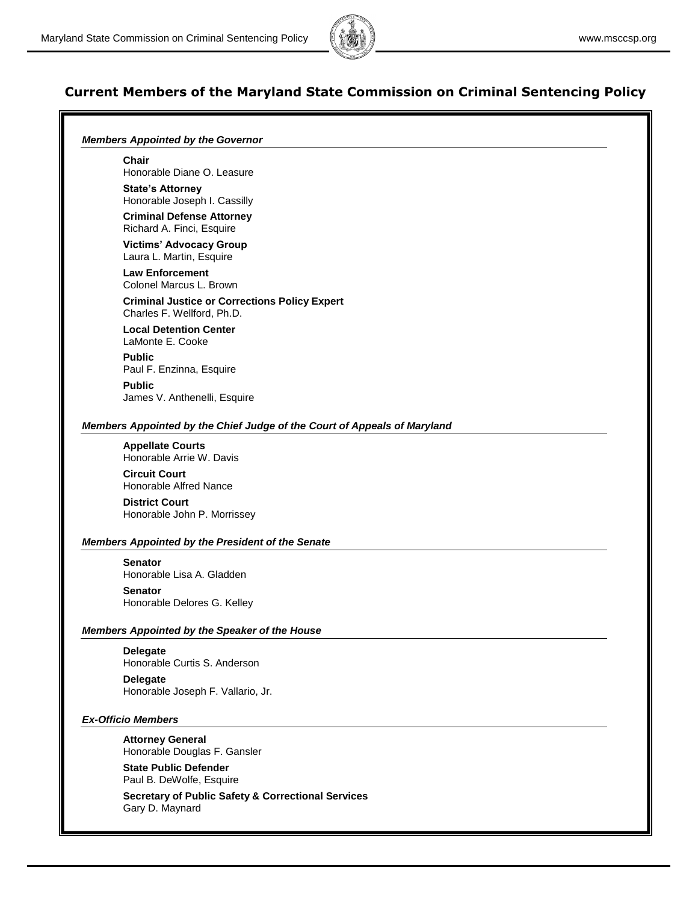# Current Members of the Maryland State Commission on Criminal Sentencing Policy

***Members Appointed by the Governor***

**Chair**
Honorable Diane O. Leasure

**State's Attorney**
Honorable Joseph I. Cassilly

**Criminal Defense Attorney**
Richard A. Finci, Esquire

**Victims' Advocacy Group**
Laura L. Martin, Esquire

**Law Enforcement**
Colonel Marcus L. Brown

**Criminal Justice or Corrections Policy Expert**
Charles F. Wellford, Ph.D.

**Local Detention Center**
LaMonte E. Cooke

**Public**
Paul F. Enzinna, Esquire

**Public**
James V. Anthenelli, Esquire

***Members Appointed by the Chief Judge of the Court of Appeals of Maryland***

**Appellate Courts**
Honorable Arrie W. Davis

**Circuit Court**
Honorable Alfred Nance

**District Court**
Honorable John P. Morrissey

***Members Appointed by the President of the Senate***

**Senator**
Honorable Lisa A. Gladden

**Senator**
Honorable Delores G. Kelley

***Members Appointed by the Speaker of the House***

**Delegate**
Honorable Curtis S. Anderson

**Delegate**
Honorable Joseph F. Vallario, Jr.

***Ex-Officio Members***

**Attorney General**
Honorable Douglas F. Gansler

**State Public Defender**
Paul B. DeWolfe, Esquire

**Secretary of Public Safety & Correctional Services**
Gary D. Maynard